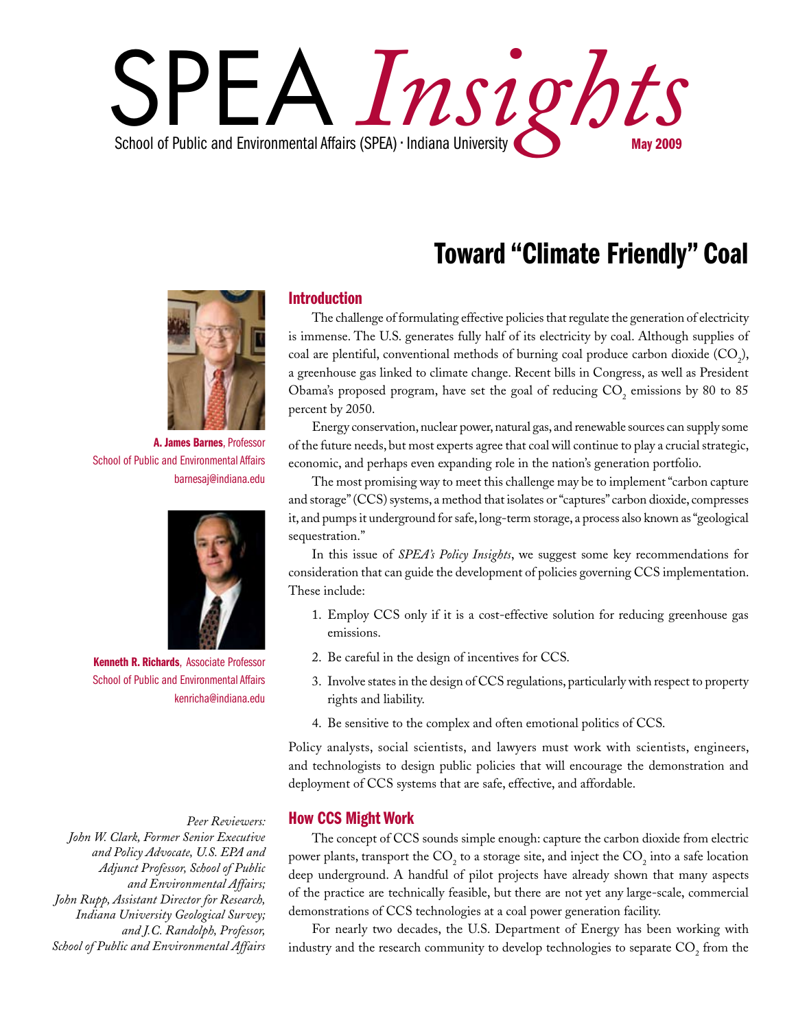# SPEA *Insights*

School of Public and Environmental Affairs (SPEA) · Indiana University

May 2009

## Toward "Climate Friendly" Coal

**A. James Barnes**, Professor
School of Public and Environmental Affairs
barnesaj@indiana.edu

**Kenneth R. Richards**, Associate Professor
School of Public and Environmental Affairs
kenricha@indiana.edu

*Peer Reviewers:*
*John W. Clark, Former Senior Executive and Policy Advocate, U.S. EPA and Adjunct Professor, School of Public and Environmental Affairs;*
*John Rupp, Assistant Director for Research, Indiana University Geological Survey;*
*and J.C. Randolph, Professor, School of Public and Environmental Affairs*

### Introduction

The challenge of formulating effective policies that regulate the generation of electricity is immense. The U.S. generates fully half of its electricity by coal. Although supplies of coal are plentiful, conventional methods of burning coal produce carbon dioxide ($CO_2$), a greenhouse gas linked to climate change. Recent bills in Congress, as well as President Obama's proposed program, have set the goal of reducing $CO_2$ emissions by 80 to 85 percent by 2050.

Energy conservation, nuclear power, natural gas, and renewable sources can supply some of the future needs, but most experts agree that coal will continue to play a crucial strategic, economic, and perhaps even expanding role in the nation's generation portfolio.

The most promising way to meet this challenge may be to implement "carbon capture and storage" (CCS) systems, a method that isolates or "captures" carbon dioxide, compresses it, and pumps it underground for safe, long-term storage, a process also known as "geological sequestration."

In this issue of *SPEA's Policy Insights*, we suggest some key recommendations for consideration that can guide the development of policies governing CCS implementation. These include:

1. Employ CCS only if it is a cost-effective solution for reducing greenhouse gas emissions.
2. Be careful in the design of incentives for CCS.
3. Involve states in the design of CCS regulations, particularly with respect to property rights and liability.
4. Be sensitive to the complex and often emotional politics of CCS.

Policy analysts, social scientists, and lawyers must work with scientists, engineers, and technologists to design public policies that will encourage the demonstration and deployment of CCS systems that are safe, effective, and affordable.

### How CCS Might Work

The concept of CCS sounds simple enough: capture the carbon dioxide from electric power plants, transport the $CO_2$ to a storage site, and inject the $CO_2$ into a safe location deep underground. A handful of pilot projects have already shown that many aspects of the practice are technically feasible, but there are not yet any large-scale, commercial demonstrations of CCS technologies at a coal power generation facility.

For nearly two decades, the U.S. Department of Energy has been working with industry and the research community to develop technologies to separate $CO_2$ from the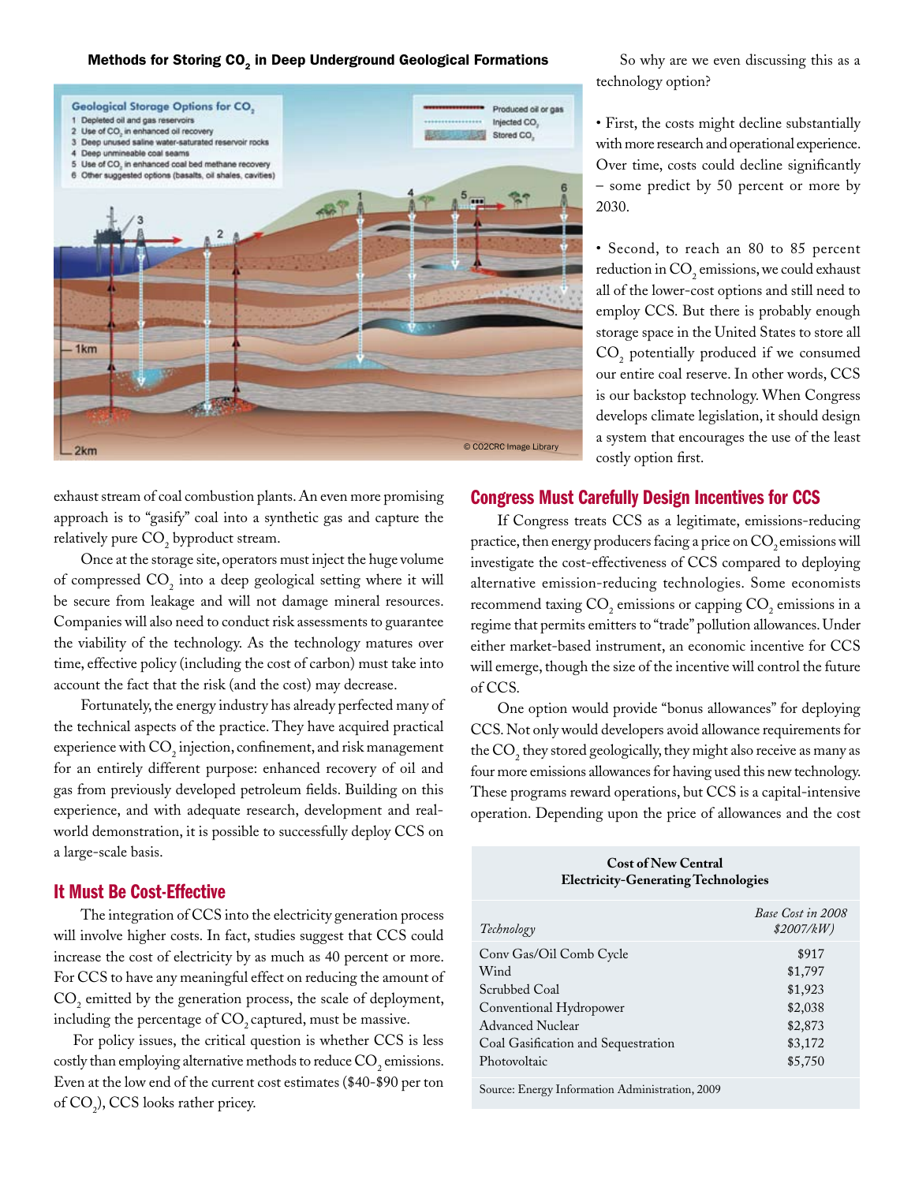**Methods for Storing $CO_2$ in Deep Underground Geological Formations**

Geological Storage Options for $CO_2$
1 Depleted oil and gas reservoirs
2 Use of $CO_2$ in enhanced oil recovery
3 Deep unused saline water-saturated reservoir rocks
4 Deep unmineable coal seams
5 Use of $CO_2$ in enhanced coal bed methane recovery
6 Other suggested options (basalts, oil shales, cavities)

Produced oil or gas
Injected $CO_2$
Stored $CO_2$

1km
2km

© CO2CRC Image Library

exhaust stream of coal combustion plants. An even more promising approach is to "gasify" coal into a synthetic gas and capture the relatively pure $CO_2$ byproduct stream.

Once at the storage site, operators must inject the huge volume of compressed $CO_2$ into a deep geological setting where it will be secure from leakage and will not damage mineral resources. Companies will also need to conduct risk assessments to guarantee the viability of the technology. As the technology matures over time, effective policy (including the cost of carbon) must take into account the fact that the risk (and the cost) may decrease.

Fortunately, the energy industry has already perfected many of the technical aspects of the practice. They have acquired practical experience with $CO_2$ injection, confinement, and risk management for an entirely different purpose: enhanced recovery of oil and gas from previously developed petroleum fields. Building on this experience, and with adequate research, development and real-world demonstration, it is possible to successfully deploy CCS on a large-scale basis.

## It Must Be Cost-Effective

The integration of CCS into the electricity generation process will involve higher costs. In fact, studies suggest that CCS could increase the cost of electricity by as much as 40 percent or more. For CCS to have any meaningful effect on reducing the amount of $CO_2$ emitted by the generation process, the scale of deployment, including the percentage of $CO_2$ captured, must be massive.

For policy issues, the critical question is whether CCS is less costly than employing alternative methods to reduce $CO_2$ emissions. Even at the low end of the current cost estimates ($40-$90 per ton of $CO_2$), CCS looks rather pricey.

So why are we even discussing this as a technology option?

- First, the costs might decline substantially with more research and operational experience. Over time, costs could decline significantly – some predict by 50 percent or more by 2030.

- Second, to reach an 80 to 85 percent reduction in $CO_2$ emissions, we could exhaust all of the lower-cost options and still need to employ CCS. But there is probably enough storage space in the United States to store all $CO_2$ potentially produced if we consumed our entire coal reserve. In other words, CCS is our backstop technology. When Congress develops climate legislation, it should design a system that encourages the use of the least costly option first.

## Congress Must Carefully Design Incentives for CCS

If Congress treats CCS as a legitimate, emissions-reducing practice, then energy producers facing a price on $CO_2$ emissions will investigate the cost-effectiveness of CCS compared to deploying alternative emission-reducing technologies. Some economists recommend taxing $CO_2$ emissions or capping $CO_2$ emissions in a regime that permits emitters to "trade" pollution allowances. Under either market-based instrument, an economic incentive for CCS will emerge, though the size of the incentive will control the future of CCS.

One option would provide "bonus allowances" for deploying CCS. Not only would developers avoid allowance requirements for the $CO_2$ they stored geologically, they might also receive as many as four more emissions allowances for having used this new technology. These programs reward operations, but CCS is a capital-intensive operation. Depending upon the price of allowances and the cost

**Cost of New Central Electricity-Generating Technologies**

| *Technology* | *Base Cost in 2008 $2007/kW)* |
|---|---|
| Conv Gas/Oil Comb Cycle | $917 |
| Wind | $1,797 |
| Scrubbed Coal | $1,923 |
| Conventional Hydropower | $2,038 |
| Advanced Nuclear | $2,873 |
| Coal Gasification and Sequestration | $3,172 |
| Photovoltaic | $5,750 |

Source: Energy Information Administration, 2009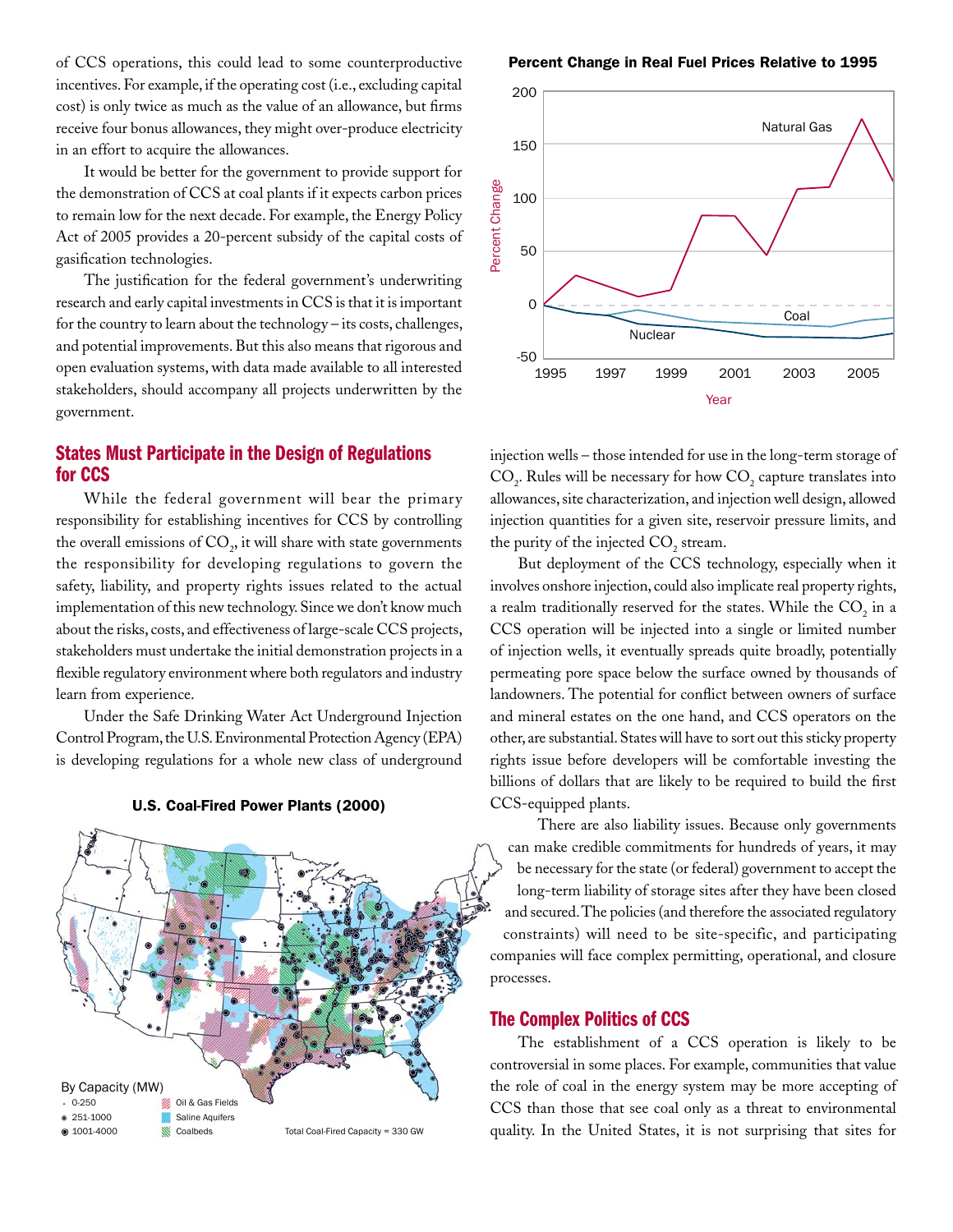of CCS operations, this could lead to some counterproductive incentives. For example, if the operating cost (i.e., excluding capital cost) is only twice as much as the value of an allowance, but firms receive four bonus allowances, they might over-produce electricity in an effort to acquire the allowances.

It would be better for the government to provide support for the demonstration of CCS at coal plants if it expects carbon prices to remain low for the next decade. For example, the Energy Policy Act of 2005 provides a 20-percent subsidy of the capital costs of gasification technologies.

The justification for the federal government's underwriting research and early capital investments in CCS is that it is important for the country to learn about the technology – its costs, challenges, and potential improvements. But this also means that rigorous and open evaluation systems, with data made available to all interested stakeholders, should accompany all projects underwritten by the government.

**Percent Change in Real Fuel Prices Relative to 1995**

Percent Change
200
150
100
50
0
-50
1995
1997
1999
2001
2003
2005
Year
Natural Gas
Coal
Nuclear

## States Must Participate in the Design of Regulations for CCS

While the federal government will bear the primary responsibility for establishing incentives for CCS by controlling the overall emissions of $CO_2$, it will share with state governments the responsibility for developing regulations to govern the safety, liability, and property rights issues related to the actual implementation of this new technology. Since we don't know much about the risks, costs, and effectiveness of large-scale CCS projects, stakeholders must undertake the initial demonstration projects in a flexible regulatory environment where both regulators and industry learn from experience.

Under the Safe Drinking Water Act Underground Injection Control Program, the U.S. Environmental Protection Agency (EPA) is developing regulations for a whole new class of underground injection wells – those intended for use in the long-term storage of $CO_2$. Rules will be necessary for how $CO_2$ capture translates into allowances, site characterization, and injection well design, allowed injection quantities for a given site, reservoir pressure limits, and the purity of the injected $CO_2$ stream.

But deployment of the CCS technology, especially when it involves onshore injection, could also implicate real property rights, a realm traditionally reserved for the states. While the $CO_2$ in a CCS operation will be injected into a single or limited number of injection wells, it eventually spreads quite broadly, potentially permeating pore space below the surface owned by thousands of landowners. The potential for conflict between owners of surface and mineral estates on the one hand, and CCS operators on the other, are substantial. States will have to sort out this sticky property rights issue before developers will be comfortable investing the billions of dollars that are likely to be required to build the first CCS-equipped plants.

There are also liability issues. Because only governments can make credible commitments for hundreds of years, it may be necessary for the state (or federal) government to accept the long-term liability of storage sites after they have been closed and secured. The policies (and therefore the associated regulatory constraints) will need to be site-specific, and participating companies will face complex permitting, operational, and closure processes.

**U.S. Coal-Fired Power Plants (2000)**

By Capacity (MW)
0-250
251-1000
1001-4000
Oil & Gas Fields
Saline Aquifers
Coalbeds
Total Coal-Fired Capacity = 330 GW

## The Complex Politics of CCS

The establishment of a CCS operation is likely to be controversial in some places. For example, communities that value the role of coal in the energy system may be more accepting of CCS than those that see coal only as a threat to environmental quality. In the United States, it is not surprising that sites for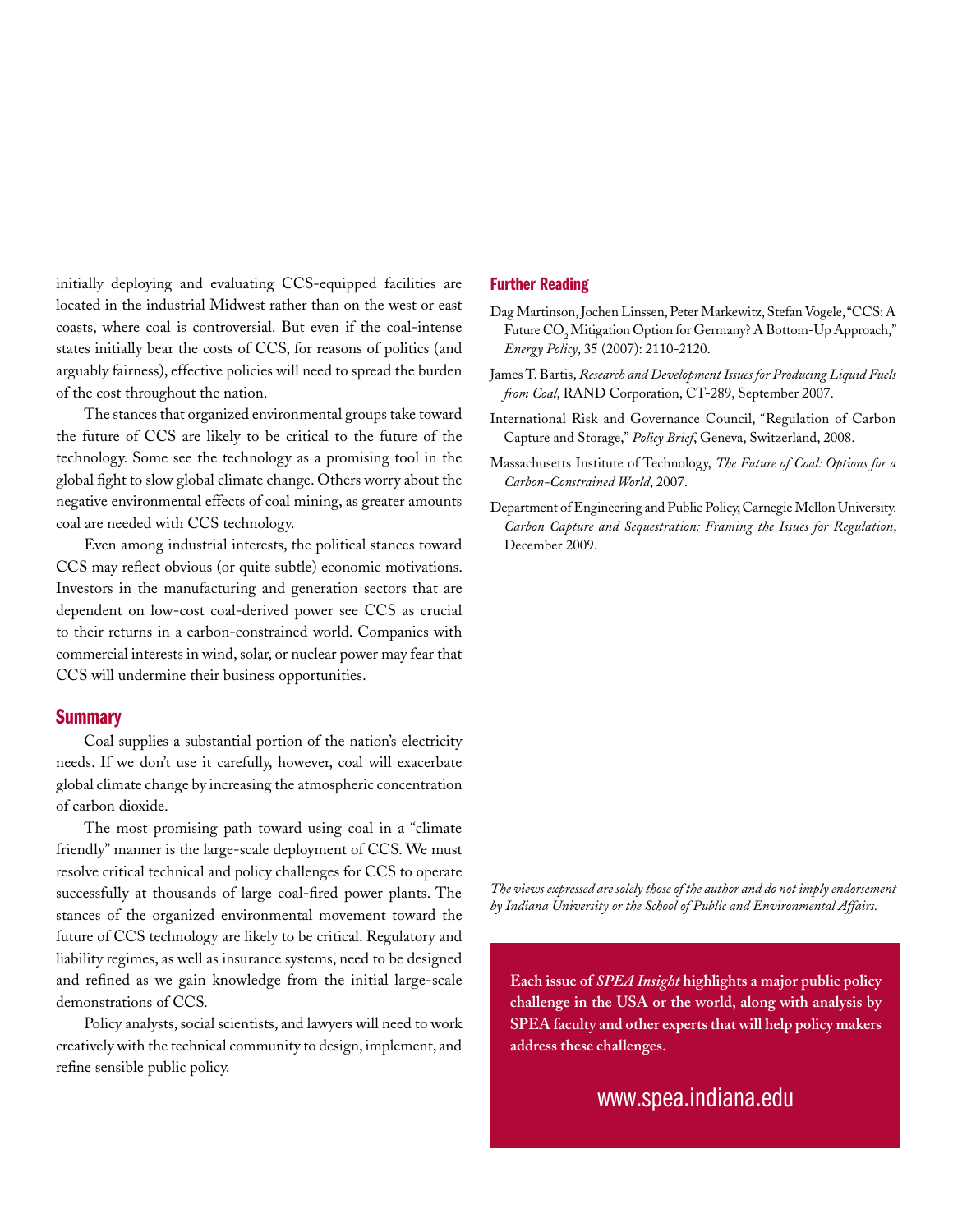initially deploying and evaluating CCS-equipped facilities are located in the industrial Midwest rather than on the west or east coasts, where coal is controversial. But even if the coal-intense states initially bear the costs of CCS, for reasons of politics (and arguably fairness), effective policies will need to spread the burden of the cost throughout the nation.

The stances that organized environmental groups take toward the future of CCS are likely to be critical to the future of the technology. Some see the technology as a promising tool in the global fight to slow global climate change. Others worry about the negative environmental effects of coal mining, as greater amounts coal are needed with CCS technology.

Even among industrial interests, the political stances toward CCS may reflect obvious (or quite subtle) economic motivations. Investors in the manufacturing and generation sectors that are dependent on low-cost coal-derived power see CCS as crucial to their returns in a carbon-constrained world. Companies with commercial interests in wind, solar, or nuclear power may fear that CCS will undermine their business opportunities.

## Summary

Coal supplies a substantial portion of the nation's electricity needs. If we don't use it carefully, however, coal will exacerbate global climate change by increasing the atmospheric concentration of carbon dioxide.

The most promising path toward using coal in a "climate friendly" manner is the large-scale deployment of CCS. We must resolve critical technical and policy challenges for CCS to operate successfully at thousands of large coal-fired power plants. The stances of the organized environmental movement toward the future of CCS technology are likely to be critical. Regulatory and liability regimes, as well as insurance systems, need to be designed and refined as we gain knowledge from the initial large-scale demonstrations of CCS.

Policy analysts, social scientists, and lawyers will need to work creatively with the technical community to design, implement, and refine sensible public policy.

## Further Reading

Dag Martinson, Jochen Linssen, Peter Markewitz, Stefan Vogele, "CCS: A Future $CO_2$ Mitigation Option for Germany? A Bottom-Up Approach," *Energy Policy*, 35 (2007): 2110-2120.

James T. Bartis, *Research and Development Issues for Producing Liquid Fuels from Coal*, RAND Corporation, CT-289, September 2007.

International Risk and Governance Council, "Regulation of Carbon Capture and Storage," *Policy Brief*, Geneva, Switzerland, 2008.

Massachusetts Institute of Technology, *The Future of Coal: Options for a Carbon-Constrained World*, 2007.

Department of Engineering and Public Policy, Carnegie Mellon University. *Carbon Capture and Sequestration: Framing the Issues for Regulation*, December 2009.

*The views expressed are solely those of the author and do not imply endorsement by Indiana University or the School of Public and Environmental Affairs.*

**Each issue of *SPEA Insight* highlights a major public policy challenge in the USA or the world, along with analysis by SPEA faculty and other experts that will help policy makers address these challenges.**

www.spea.indiana.edu